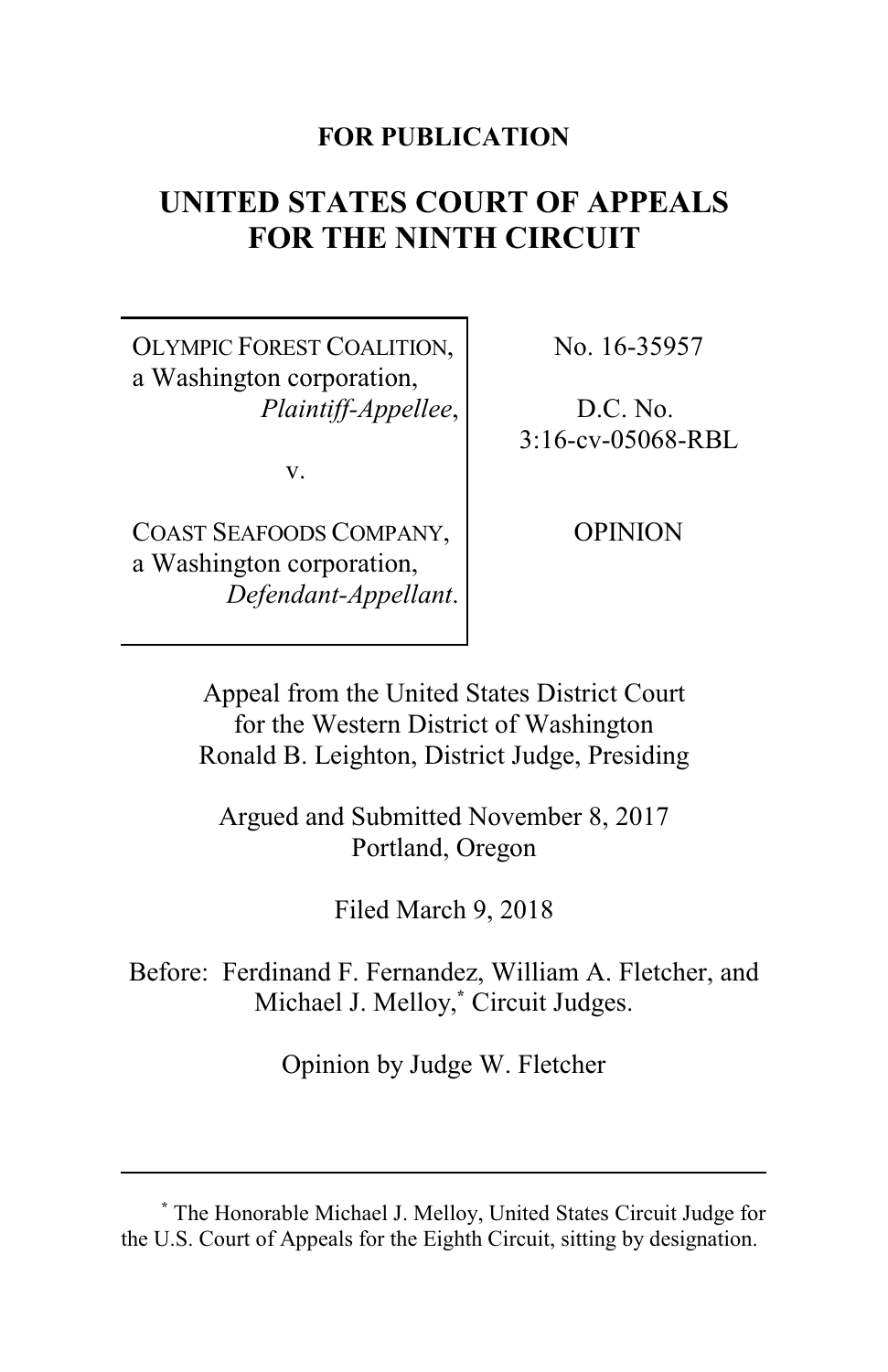**FOR PUBLICATION**

# UNITED STATES COURT OF APPEALS FOR THE NINTH CIRCUIT

| | |
|---|---|
| OLYMPIC FOREST COALITION, a Washington corporation, *Plaintiff-Appellee*, | No. 16-35957 |
| v. | D.C. No. 3:16-cv-05068-RBL |
| COAST SEAFOODS COMPANY, a Washington corporation, *Defendant-Appellant*. | OPINION |

Appeal from the United States District Court for the Western District of Washington
Ronald B. Leighton, District Judge, Presiding

Argued and Submitted November 8, 2017
Portland, Oregon

Filed March 9, 2018

Before: Ferdinand F. Fernandez, William A. Fletcher, and Michael J. Melloy,[*] Circuit Judges.

Opinion by Judge W. Fletcher

---

[*] The Honorable Michael J. Melloy, United States Circuit Judge for the U.S. Court of Appeals for the Eighth Circuit, sitting by designation.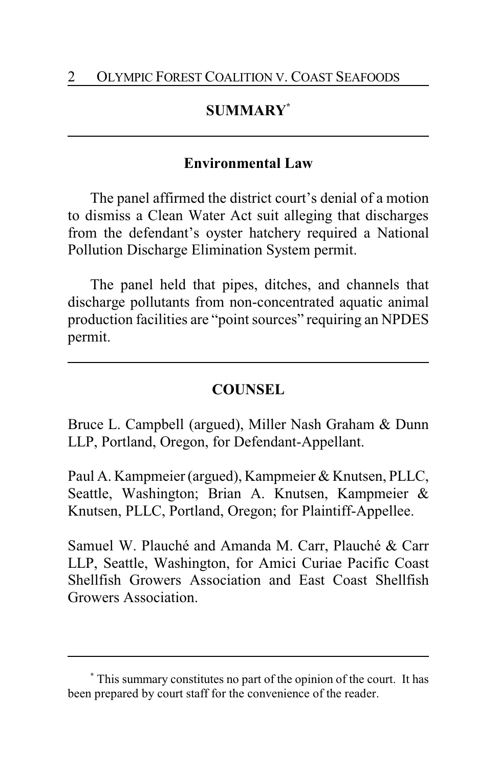## SUMMARY[*]

### Environmental Law

The panel affirmed the district court's denial of a motion to dismiss a Clean Water Act suit alleging that discharges from the defendant's oyster hatchery required a National Pollution Discharge Elimination System permit.

The panel held that pipes, ditches, and channels that discharge pollutants from non-concentrated aquatic animal production facilities are "point sources" requiring an NPDES permit.

## COUNSEL

Bruce L. Campbell (argued), Miller Nash Graham & Dunn LLP, Portland, Oregon, for Defendant-Appellant.

Paul A. Kampmeier (argued), Kampmeier & Knutsen, PLLC, Seattle, Washington; Brian A. Knutsen, Kampmeier & Knutsen, PLLC, Portland, Oregon; for Plaintiff-Appellee.

Samuel W. Plauché and Amanda M. Carr, Plauché & Carr LLP, Seattle, Washington, for Amici Curiae Pacific Coast Shellfish Growers Association and East Coast Shellfish Growers Association.

---

[*] This summary constitutes no part of the opinion of the court. It has been prepared by court staff for the convenience of the reader.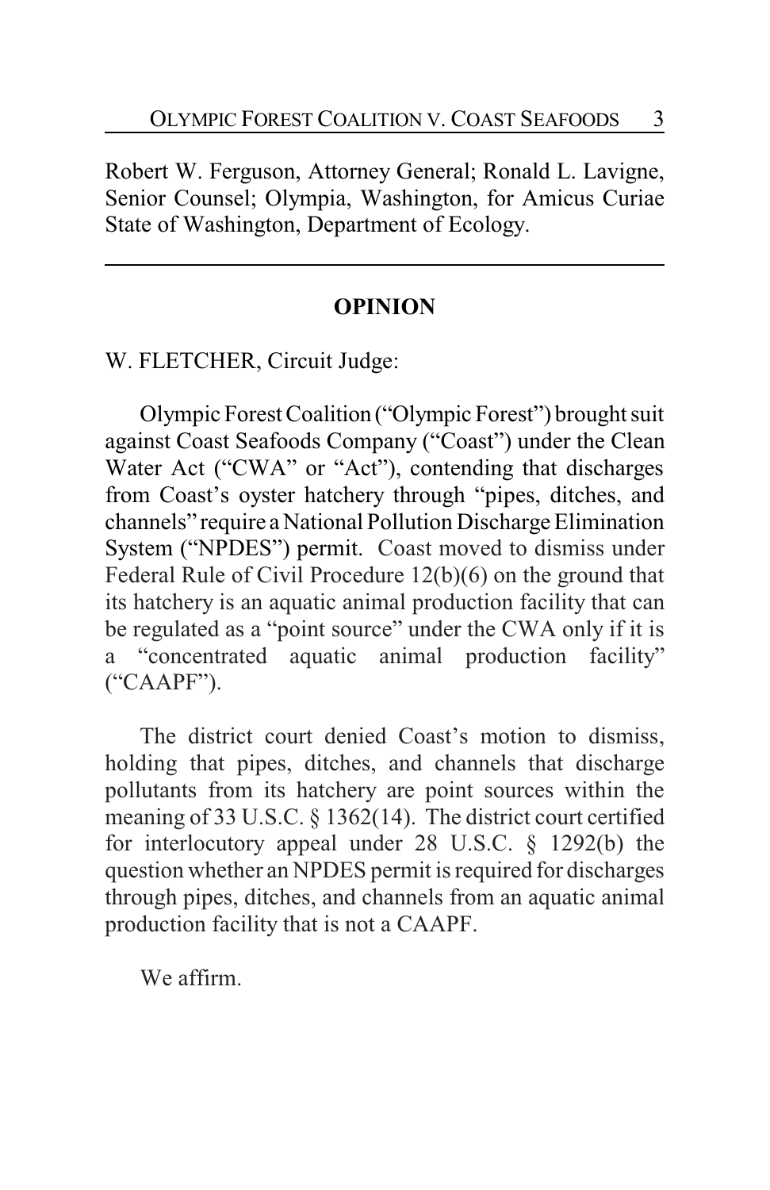Robert W. Ferguson, Attorney General; Ronald L. Lavigne, Senior Counsel; Olympia, Washington, for Amicus Curiae State of Washington, Department of Ecology.

---

## OPINION

W. FLETCHER, Circuit Judge:

Olympic Forest Coalition ("Olympic Forest") brought suit against Coast Seafoods Company ("Coast") under the Clean Water Act ("CWA" or "Act"), contending that discharges from Coast's oyster hatchery through "pipes, ditches, and channels" require a National Pollution Discharge Elimination System ("NPDES") permit. Coast moved to dismiss under Federal Rule of Civil Procedure 12(b)(6) on the ground that its hatchery is an aquatic animal production facility that can be regulated as a "point source" under the CWA only if it is a "concentrated aquatic animal production facility" ("CAAPF").

The district court denied Coast's motion to dismiss, holding that pipes, ditches, and channels that discharge pollutants from its hatchery are point sources within the meaning of 33 U.S.C. § 1362(14). The district court certified for interlocutory appeal under 28 U.S.C. § 1292(b) the question whether an NPDES permit is required for discharges through pipes, ditches, and channels from an aquatic animal production facility that is not a CAAPF.

We affirm.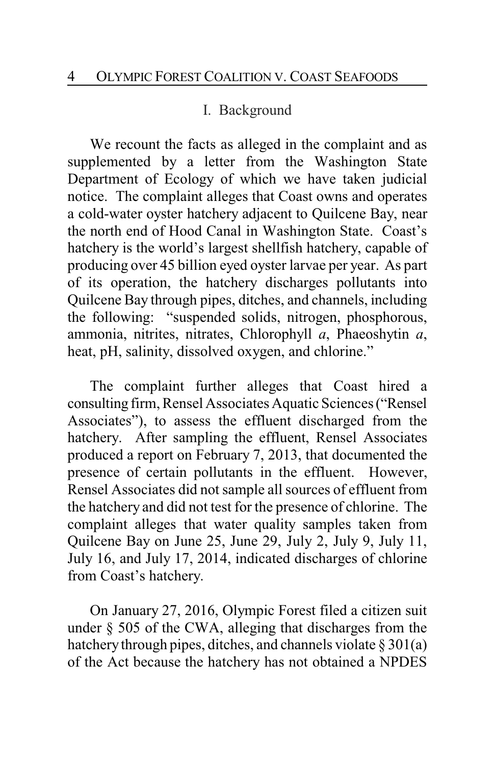## I. Background

We recount the facts as alleged in the complaint and as supplemented by a letter from the Washington State Department of Ecology of which we have taken judicial notice. The complaint alleges that Coast owns and operates a cold-water oyster hatchery adjacent to Quilcene Bay, near the north end of Hood Canal in Washington State. Coast's hatchery is the world's largest shellfish hatchery, capable of producing over 45 billion eyed oyster larvae per year. As part of its operation, the hatchery discharges pollutants into Quilcene Bay through pipes, ditches, and channels, including the following: "suspended solids, nitrogen, phosphorous, ammonia, nitrites, nitrates, Chlorophyll *a*, Phaeoshytin *a*, heat, pH, salinity, dissolved oxygen, and chlorine."

The complaint further alleges that Coast hired a consulting firm, Rensel Associates Aquatic Sciences ("Rensel Associates"), to assess the effluent discharged from the hatchery. After sampling the effluent, Rensel Associates produced a report on February 7, 2013, that documented the presence of certain pollutants in the effluent. However, Rensel Associates did not sample all sources of effluent from the hatchery and did not test for the presence of chlorine. The complaint alleges that water quality samples taken from Quilcene Bay on June 25, June 29, July 2, July 9, July 11, July 16, and July 17, 2014, indicated discharges of chlorine from Coast's hatchery.

On January 27, 2016, Olympic Forest filed a citizen suit under § 505 of the CWA, alleging that discharges from the hatchery through pipes, ditches, and channels violate § 301(a) of the Act because the hatchery has not obtained a NPDES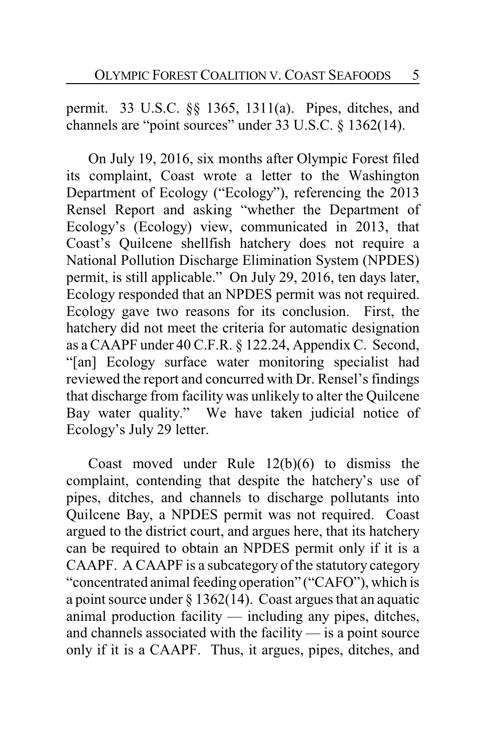permit. 33 U.S.C. §§ 1365, 1311(a). Pipes, ditches, and channels are "point sources" under 33 U.S.C. § 1362(14).

On July 19, 2016, six months after Olympic Forest filed its complaint, Coast wrote a letter to the Washington Department of Ecology ("Ecology"), referencing the 2013 Rensel Report and asking "whether the Department of Ecology's (Ecology) view, communicated in 2013, that Coast's Quilcene shellfish hatchery does not require a National Pollution Discharge Elimination System (NPDES) permit, is still applicable." On July 29, 2016, ten days later, Ecology responded that an NPDES permit was not required. Ecology gave two reasons for its conclusion. First, the hatchery did not meet the criteria for automatic designation as a CAAPF under 40 C.F.R. § 122.24, Appendix C. Second, "[an] Ecology surface water monitoring specialist had reviewed the report and concurred with Dr. Rensel's findings that discharge from facility was unlikely to alter the Quilcene Bay water quality." We have taken judicial notice of Ecology's July 29 letter.

Coast moved under Rule 12(b)(6) to dismiss the complaint, contending that despite the hatchery's use of pipes, ditches, and channels to discharge pollutants into Quilcene Bay, a NPDES permit was not required. Coast argued to the district court, and argues here, that its hatchery can be required to obtain an NPDES permit only if it is a CAAPF. A CAAPF is a subcategory of the statutory category "concentrated animal feeding operation" ("CAFO"), which is a point source under § 1362(14). Coast argues that an aquatic animal production facility — including any pipes, ditches, and channels associated with the facility — is a point source only if it is a CAAPF. Thus, it argues, pipes, ditches, and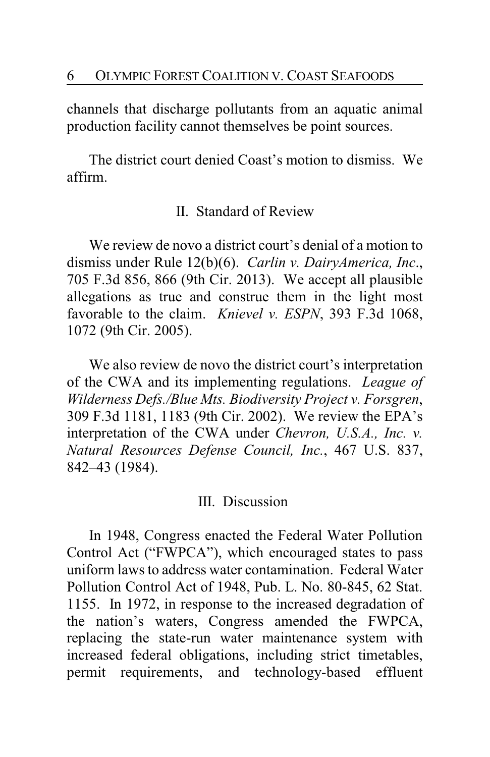channels that discharge pollutants from an aquatic animal production facility cannot themselves be point sources.

The district court denied Coast's motion to dismiss. We affirm.

## II. Standard of Review

We review de novo a district court's denial of a motion to dismiss under Rule 12(b)(6). *Carlin v. DairyAmerica, Inc*., 705 F.3d 856, 866 (9th Cir. 2013). We accept all plausible allegations as true and construe them in the light most favorable to the claim. *Knievel v. ESPN*, 393 F.3d 1068, 1072 (9th Cir. 2005).

We also review de novo the district court's interpretation of the CWA and its implementing regulations. *League of Wilderness Defs./Blue Mts. Biodiversity Project v. Forsgren*, 309 F.3d 1181, 1183 (9th Cir. 2002). We review the EPA's interpretation of the CWA under *Chevron, U.S.A., Inc. v. Natural Resources Defense Council, Inc.*, 467 U.S. 837, 842–43 (1984).

## III. Discussion

In 1948, Congress enacted the Federal Water Pollution Control Act ("FWPCA"), which encouraged states to pass uniform laws to address water contamination. Federal Water Pollution Control Act of 1948, Pub. L. No. 80-845, 62 Stat. 1155. In 1972, in response to the increased degradation of the nation's waters, Congress amended the FWPCA, replacing the state-run water maintenance system with increased federal obligations, including strict timetables, permit requirements, and technology-based effluent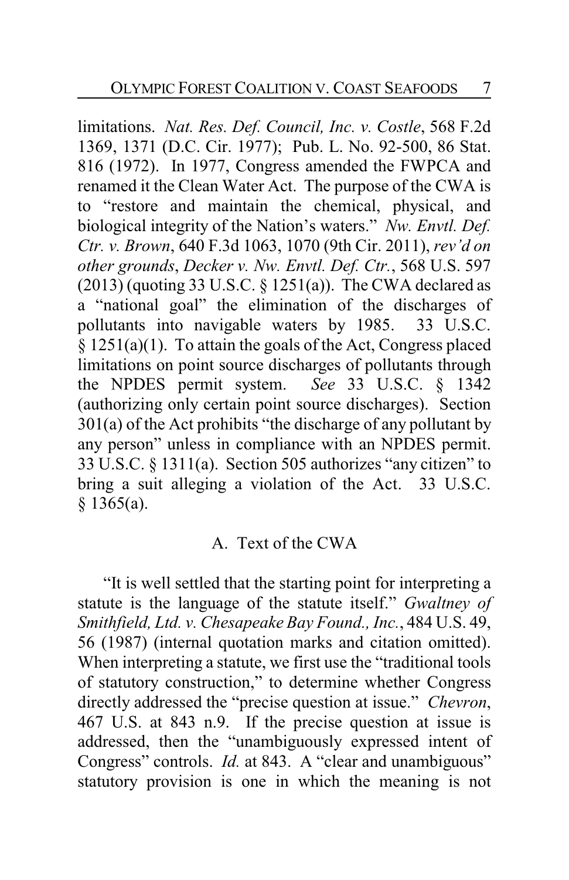limitations. *Nat. Res. Def. Council, Inc. v. Costle*, 568 F.2d 1369, 1371 (D.C. Cir. 1977); Pub. L. No. 92-500, 86 Stat. 816 (1972). In 1977, Congress amended the FWPCA and renamed it the Clean Water Act. The purpose of the CWA is to "restore and maintain the chemical, physical, and biological integrity of the Nation's waters." *Nw. Envtl. Def. Ctr. v. Brown*, 640 F.3d 1063, 1070 (9th Cir. 2011), *rev'd on other grounds*, *Decker v. Nw. Envtl. Def. Ctr.*, 568 U.S. 597 (2013) (quoting 33 U.S.C. § 1251(a)). The CWA declared as a "national goal" the elimination of the discharges of pollutants into navigable waters by 1985. 33 U.S.C. § 1251(a)(1). To attain the goals of the Act, Congress placed limitations on point source discharges of pollutants through the NPDES permit system. *See* 33 U.S.C. § 1342 (authorizing only certain point source discharges). Section 301(a) of the Act prohibits "the discharge of any pollutant by any person" unless in compliance with an NPDES permit. 33 U.S.C. § 1311(a). Section 505 authorizes "any citizen" to bring a suit alleging a violation of the Act. 33 U.S.C. § 1365(a).

### A. Text of the CWA

"It is well settled that the starting point for interpreting a statute is the language of the statute itself." *Gwaltney of Smithfield, Ltd. v. Chesapeake Bay Found., Inc.*, 484 U.S. 49, 56 (1987) (internal quotation marks and citation omitted). When interpreting a statute, we first use the "traditional tools of statutory construction," to determine whether Congress directly addressed the "precise question at issue." *Chevron*, 467 U.S. at 843 n.9. If the precise question at issue is addressed, then the "unambiguously expressed intent of Congress" controls. *Id.* at 843. A "clear and unambiguous" statutory provision is one in which the meaning is not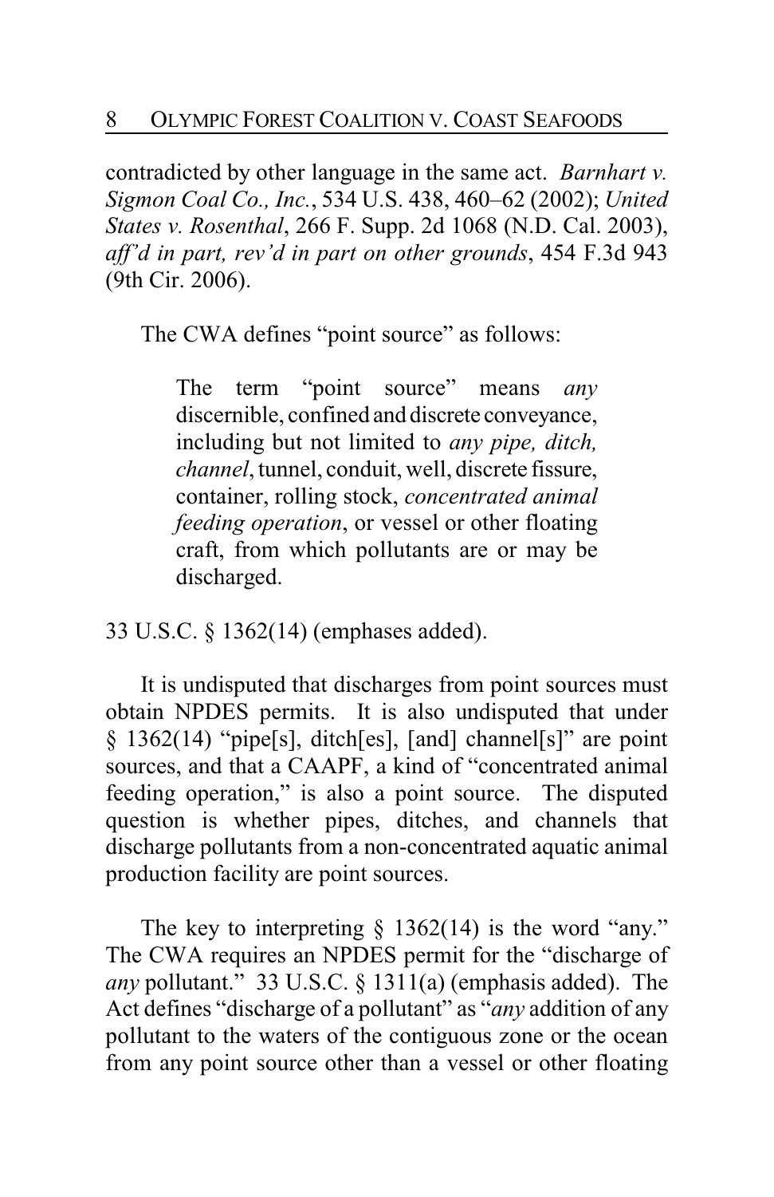contradicted by other language in the same act. *Barnhart v. Sigmon Coal Co., Inc.*, 534 U.S. 438, 460–62 (2002); *United States v. Rosenthal*, 266 F. Supp. 2d 1068 (N.D. Cal. 2003), *aff'd in part, rev'd in part on other grounds*, 454 F.3d 943 (9th Cir. 2006).

The CWA defines "point source" as follows:

> The term "point source" means *any* discernible, confined and discrete conveyance, including but not limited to *any pipe, ditch, channel*, tunnel, conduit, well, discrete fissure, container, rolling stock, *concentrated animal feeding operation*, or vessel or other floating craft, from which pollutants are or may be discharged.

33 U.S.C. § 1362(14) (emphases added).

It is undisputed that discharges from point sources must obtain NPDES permits. It is also undisputed that under § 1362(14) "pipe[s], ditch[es], [and] channel[s]" are point sources, and that a CAAPF, a kind of "concentrated animal feeding operation," is also a point source. The disputed question is whether pipes, ditches, and channels that discharge pollutants from a non-concentrated aquatic animal production facility are point sources.

The key to interpreting § 1362(14) is the word "any." The CWA requires an NPDES permit for the "discharge of *any* pollutant." 33 U.S.C. § 1311(a) (emphasis added). The Act defines "discharge of a pollutant" as "*any* addition of any pollutant to the waters of the contiguous zone or the ocean from any point source other than a vessel or other floating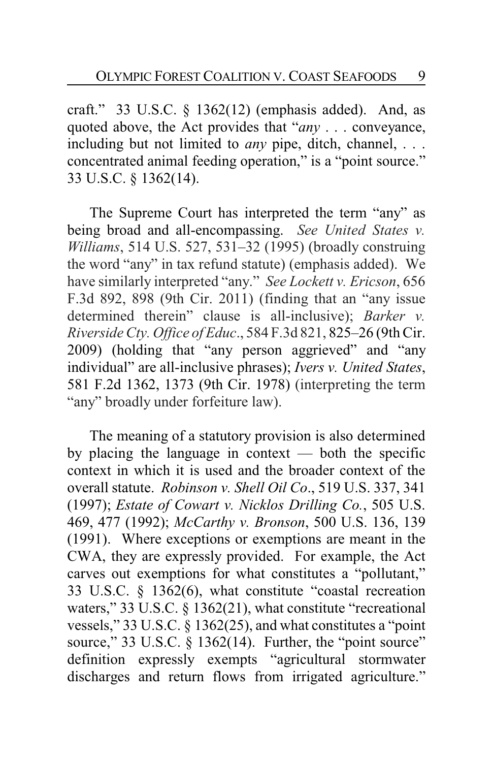craft." 33 U.S.C. § 1362(12) (emphasis added). And, as quoted above, the Act provides that "*any* . . . conveyance, including but not limited to *any* pipe, ditch, channel, . . . concentrated animal feeding operation," is a "point source." 33 U.S.C. § 1362(14).

The Supreme Court has interpreted the term "any" as being broad and all-encompassing. *See United States v. Williams*, 514 U.S. 527, 531–32 (1995) (broadly construing the word "any" in tax refund statute) (emphasis added). We have similarly interpreted "any." *See Lockett v. Ericson*, 656 F.3d 892, 898 (9th Cir. 2011) (finding that an "any issue determined therein" clause is all-inclusive); *Barker v. Riverside Cty. Office of Educ*., 584 F.3d 821, 825–26 (9th Cir. 2009) (holding that "any person aggrieved" and "any individual" are all-inclusive phrases); *Ivers v. United States*, 581 F.2d 1362, 1373 (9th Cir. 1978) (interpreting the term "any" broadly under forfeiture law).

The meaning of a statutory provision is also determined by placing the language in context — both the specific context in which it is used and the broader context of the overall statute. *Robinson v. Shell Oil Co*., 519 U.S. 337, 341 (1997); *Estate of Cowart v. Nicklos Drilling Co.*, 505 U.S. 469, 477 (1992); *McCarthy v. Bronson*, 500 U.S. 136, 139 (1991). Where exceptions or exemptions are meant in the CWA, they are expressly provided. For example, the Act carves out exemptions for what constitutes a "pollutant," 33 U.S.C. § 1362(6), what constitute "coastal recreation waters," 33 U.S.C. § 1362(21), what constitute "recreational vessels," 33 U.S.C. § 1362(25), and what constitutes a "point source," 33 U.S.C. § 1362(14). Further, the "point source" definition expressly exempts "agricultural stormwater discharges and return flows from irrigated agriculture."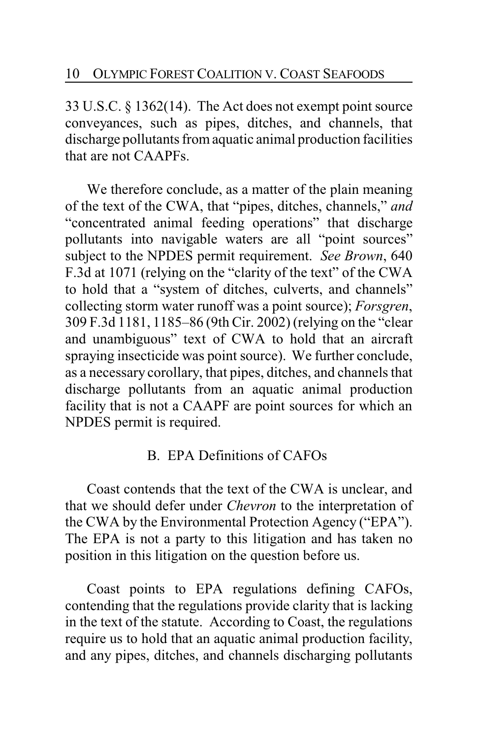33 U.S.C. § 1362(14). The Act does not exempt point source conveyances, such as pipes, ditches, and channels, that discharge pollutants from aquatic animal production facilities that are not CAAPFs.

We therefore conclude, as a matter of the plain meaning of the text of the CWA, that "pipes, ditches, channels," *and* "concentrated animal feeding operations" that discharge pollutants into navigable waters are all "point sources" subject to the NPDES permit requirement. *See Brown*, 640 F.3d at 1071 (relying on the "clarity of the text" of the CWA to hold that a "system of ditches, culverts, and channels" collecting storm water runoff was a point source); *Forsgren*, 309 F.3d 1181, 1185–86 (9th Cir. 2002) (relying on the "clear and unambiguous" text of CWA to hold that an aircraft spraying insecticide was point source). We further conclude, as a necessary corollary, that pipes, ditches, and channels that discharge pollutants from an aquatic animal production facility that is not a CAAPF are point sources for which an NPDES permit is required.

## B. EPA Definitions of CAFOs

Coast contends that the text of the CWA is unclear, and that we should defer under *Chevron* to the interpretation of the CWA by the Environmental Protection Agency ("EPA"). The EPA is not a party to this litigation and has taken no position in this litigation on the question before us.

Coast points to EPA regulations defining CAFOs, contending that the regulations provide clarity that is lacking in the text of the statute. According to Coast, the regulations require us to hold that an aquatic animal production facility, and any pipes, ditches, and channels discharging pollutants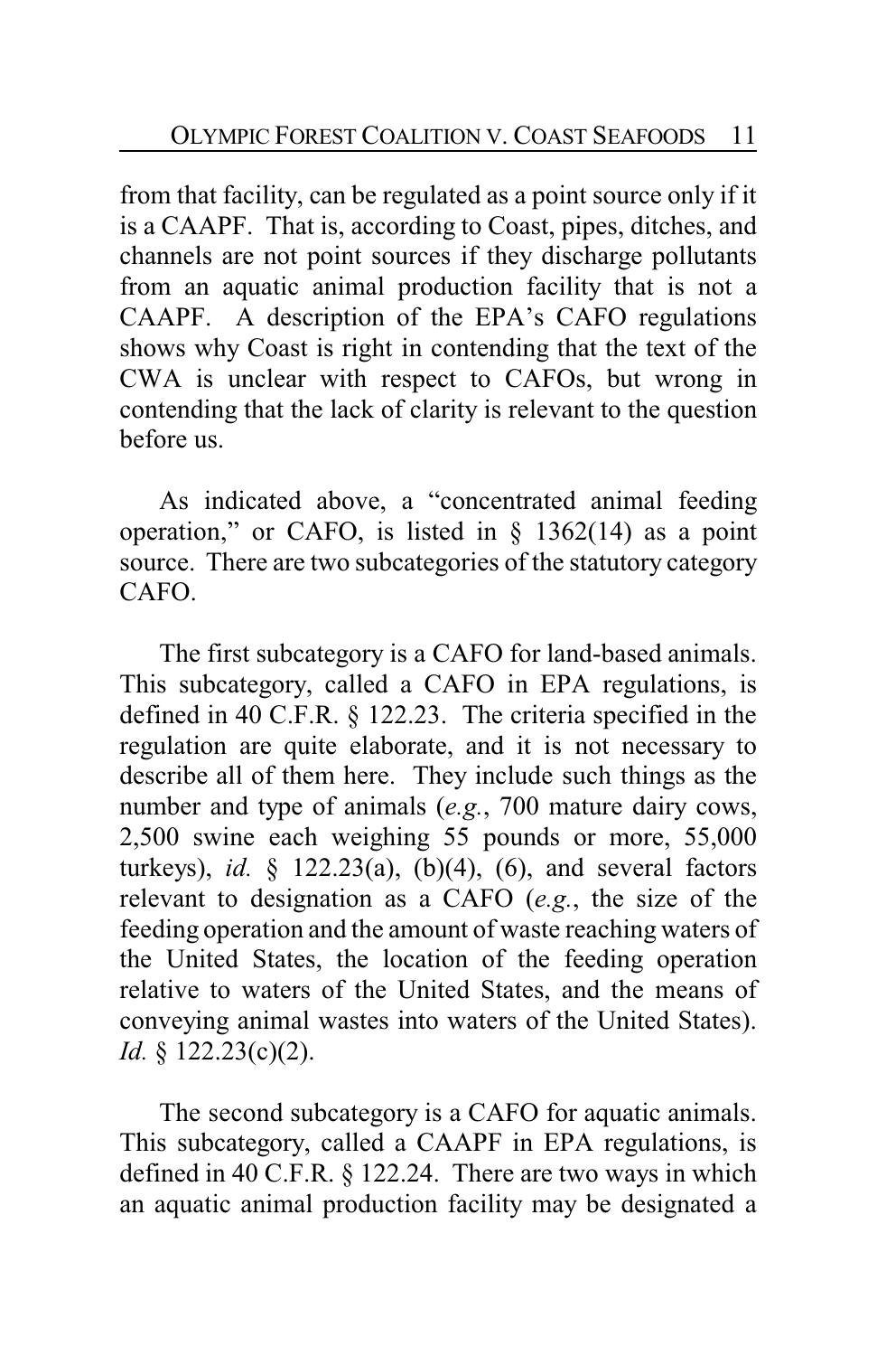from that facility, can be regulated as a point source only if it is a CAAPF. That is, according to Coast, pipes, ditches, and channels are not point sources if they discharge pollutants from an aquatic animal production facility that is not a CAAPF. A description of the EPA's CAFO regulations shows why Coast is right in contending that the text of the CWA is unclear with respect to CAFOs, but wrong in contending that the lack of clarity is relevant to the question before us.

As indicated above, a "concentrated animal feeding operation," or CAFO, is listed in § 1362(14) as a point source. There are two subcategories of the statutory category CAFO.

The first subcategory is a CAFO for land-based animals. This subcategory, called a CAFO in EPA regulations, is defined in 40 C.F.R. § 122.23. The criteria specified in the regulation are quite elaborate, and it is not necessary to describe all of them here. They include such things as the number and type of animals (*e.g.*, 700 mature dairy cows, 2,500 swine each weighing 55 pounds or more, 55,000 turkeys), *id.* § 122.23(a), (b)(4), (6), and several factors relevant to designation as a CAFO (*e.g.*, the size of the feeding operation and the amount of waste reaching waters of the United States, the location of the feeding operation relative to waters of the United States, and the means of conveying animal wastes into waters of the United States). *Id.* § 122.23(c)(2).

The second subcategory is a CAFO for aquatic animals. This subcategory, called a CAAPF in EPA regulations, is defined in 40 C.F.R. § 122.24. There are two ways in which an aquatic animal production facility may be designated a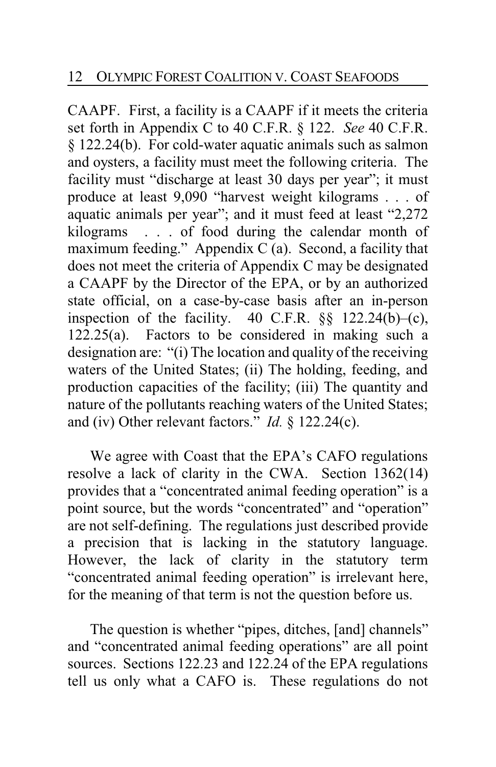CAAPF. First, a facility is a CAAPF if it meets the criteria set forth in Appendix C to 40 C.F.R. § 122. *See* 40 C.F.R. § 122.24(b). For cold-water aquatic animals such as salmon and oysters, a facility must meet the following criteria. The facility must "discharge at least 30 days per year"; it must produce at least 9,090 "harvest weight kilograms . . . of aquatic animals per year"; and it must feed at least "2,272 kilograms . . . of food during the calendar month of maximum feeding." Appendix C (a). Second, a facility that does not meet the criteria of Appendix C may be designated a CAAPF by the Director of the EPA, or by an authorized state official, on a case-by-case basis after an in-person inspection of the facility. 40 C.F.R. §§ 122.24(b)–(c), 122.25(a). Factors to be considered in making such a designation are: "(i) The location and quality of the receiving waters of the United States; (ii) The holding, feeding, and production capacities of the facility; (iii) The quantity and nature of the pollutants reaching waters of the United States; and (iv) Other relevant factors." *Id.* § 122.24(c).

We agree with Coast that the EPA's CAFO regulations resolve a lack of clarity in the CWA. Section 1362(14) provides that a "concentrated animal feeding operation" is a point source, but the words "concentrated" and "operation" are not self-defining. The regulations just described provide a precision that is lacking in the statutory language. However, the lack of clarity in the statutory term "concentrated animal feeding operation" is irrelevant here, for the meaning of that term is not the question before us.

The question is whether "pipes, ditches, [and] channels" and "concentrated animal feeding operations" are all point sources. Sections 122.23 and 122.24 of the EPA regulations tell us only what a CAFO is. These regulations do not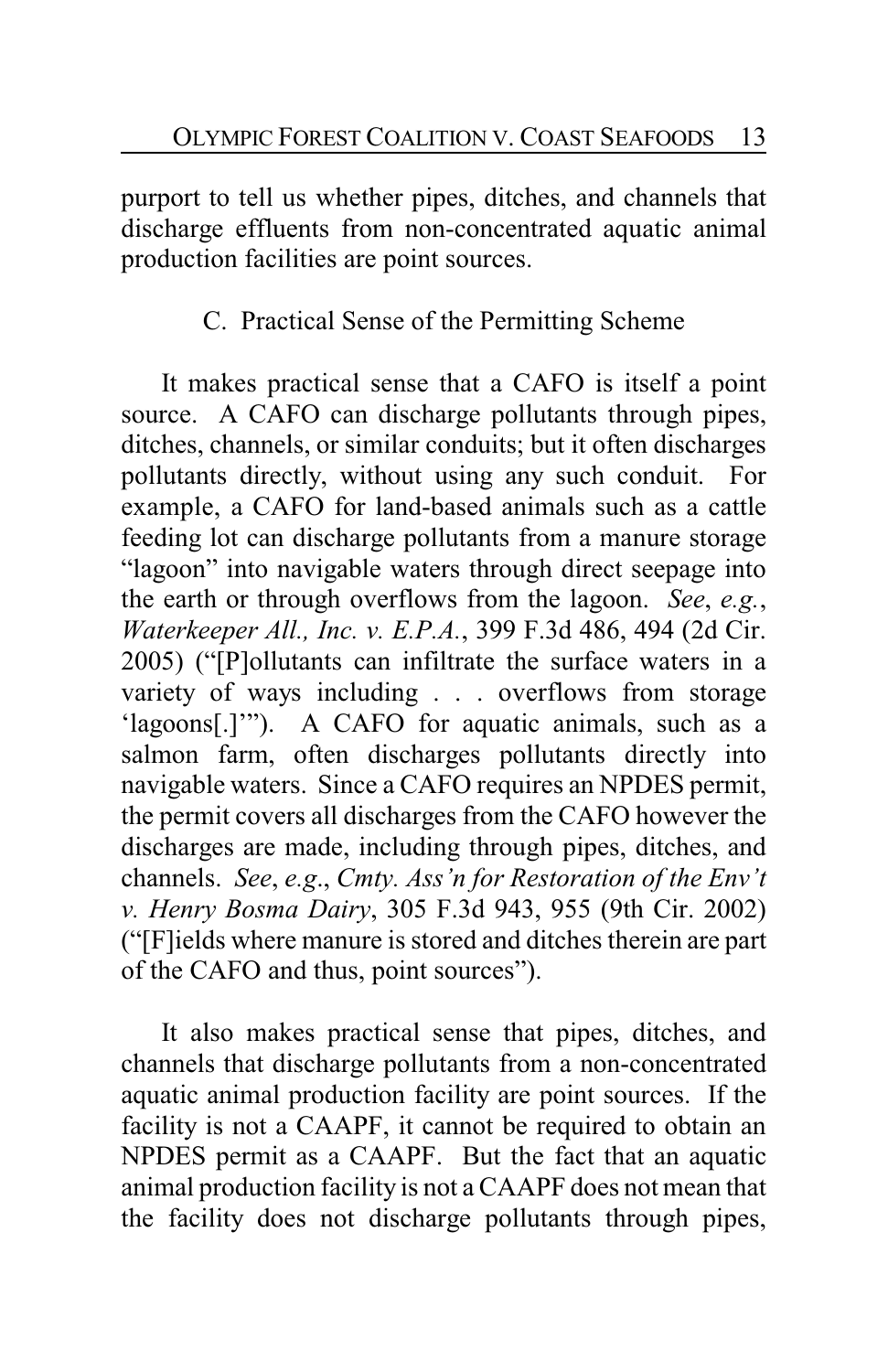purport to tell us whether pipes, ditches, and channels that discharge effluents from non-concentrated aquatic animal production facilities are point sources.

### C. Practical Sense of the Permitting Scheme

It makes practical sense that a CAFO is itself a point source. A CAFO can discharge pollutants through pipes, ditches, channels, or similar conduits; but it often discharges pollutants directly, without using any such conduit. For example, a CAFO for land-based animals such as a cattle feeding lot can discharge pollutants from a manure storage "lagoon" into navigable waters through direct seepage into the earth or through overflows from the lagoon. *See*, *e.g.*, *Waterkeeper All., Inc. v. E.P.A.*, 399 F.3d 486, 494 (2d Cir. 2005) ("[P]ollutants can infiltrate the surface waters in a variety of ways including . . . overflows from storage 'lagoons[.]'"). A CAFO for aquatic animals, such as a salmon farm, often discharges pollutants directly into navigable waters. Since a CAFO requires an NPDES permit, the permit covers all discharges from the CAFO however the discharges are made, including through pipes, ditches, and channels. *See*, *e.g*., *Cmty. Ass'n for Restoration of the Env't v. Henry Bosma Dairy*, 305 F.3d 943, 955 (9th Cir. 2002) ("[F]ields where manure is stored and ditches therein are part of the CAFO and thus, point sources").

It also makes practical sense that pipes, ditches, and channels that discharge pollutants from a non-concentrated aquatic animal production facility are point sources. If the facility is not a CAAPF, it cannot be required to obtain an NPDES permit as a CAAPF. But the fact that an aquatic animal production facility is not a CAAPF does not mean that the facility does not discharge pollutants through pipes,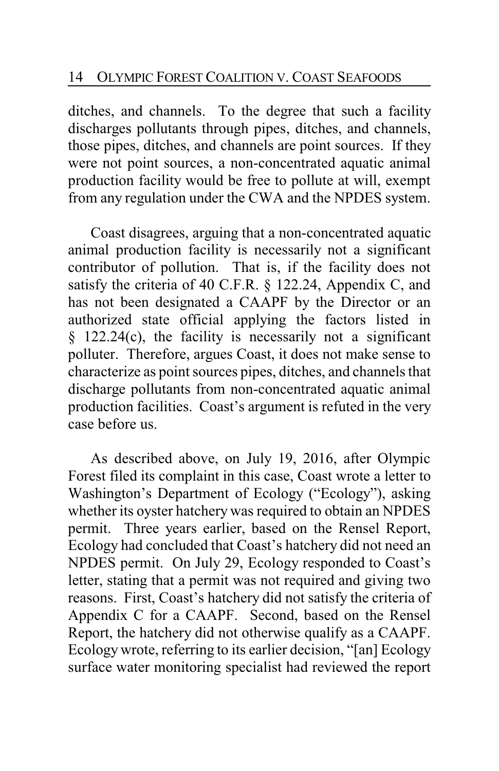ditches, and channels. To the degree that such a facility discharges pollutants through pipes, ditches, and channels, those pipes, ditches, and channels are point sources. If they were not point sources, a non-concentrated aquatic animal production facility would be free to pollute at will, exempt from any regulation under the CWA and the NPDES system.

Coast disagrees, arguing that a non-concentrated aquatic animal production facility is necessarily not a significant contributor of pollution. That is, if the facility does not satisfy the criteria of 40 C.F.R. § 122.24, Appendix C, and has not been designated a CAAPF by the Director or an authorized state official applying the factors listed in § 122.24(c), the facility is necessarily not a significant polluter. Therefore, argues Coast, it does not make sense to characterize as point sources pipes, ditches, and channels that discharge pollutants from non-concentrated aquatic animal production facilities. Coast's argument is refuted in the very case before us.

As described above, on July 19, 2016, after Olympic Forest filed its complaint in this case, Coast wrote a letter to Washington's Department of Ecology ("Ecology"), asking whether its oyster hatchery was required to obtain an NPDES permit. Three years earlier, based on the Rensel Report, Ecology had concluded that Coast's hatchery did not need an NPDES permit. On July 29, Ecology responded to Coast's letter, stating that a permit was not required and giving two reasons. First, Coast's hatchery did not satisfy the criteria of Appendix C for a CAAPF. Second, based on the Rensel Report, the hatchery did not otherwise qualify as a CAAPF. Ecology wrote, referring to its earlier decision, "[an] Ecology surface water monitoring specialist had reviewed the report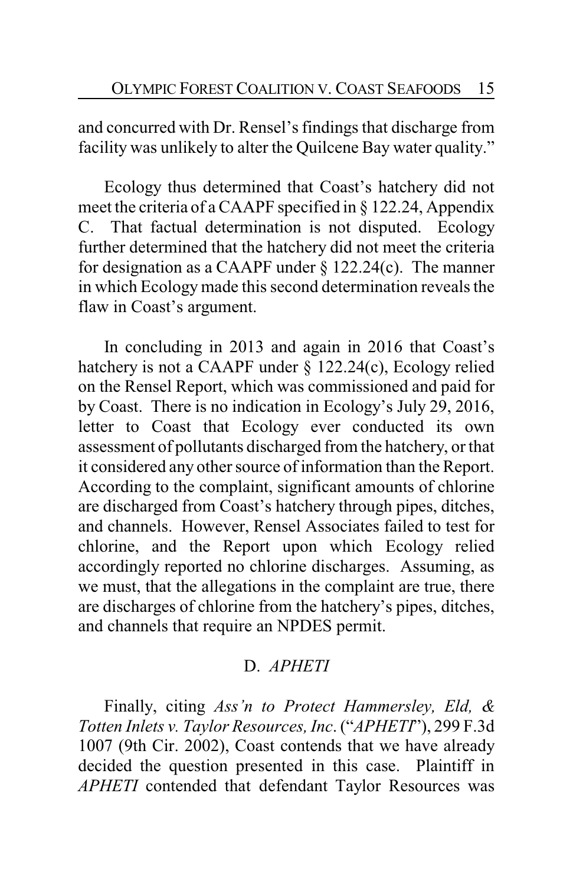and concurred with Dr. Rensel's findings that discharge from facility was unlikely to alter the Quilcene Bay water quality."

Ecology thus determined that Coast's hatchery did not meet the criteria of a CAAPF specified in § 122.24, Appendix C. That factual determination is not disputed. Ecology further determined that the hatchery did not meet the criteria for designation as a CAAPF under § 122.24(c). The manner in which Ecology made this second determination reveals the flaw in Coast's argument.

In concluding in 2013 and again in 2016 that Coast's hatchery is not a CAAPF under § 122.24(c), Ecology relied on the Rensel Report, which was commissioned and paid for by Coast. There is no indication in Ecology's July 29, 2016, letter to Coast that Ecology ever conducted its own assessment of pollutants discharged from the hatchery, or that it considered any other source of information than the Report. According to the complaint, significant amounts of chlorine are discharged from Coast's hatchery through pipes, ditches, and channels. However, Rensel Associates failed to test for chlorine, and the Report upon which Ecology relied accordingly reported no chlorine discharges. Assuming, as we must, that the allegations in the complaint are true, there are discharges of chlorine from the hatchery's pipes, ditches, and channels that require an NPDES permit.

### D. *APHETI*

Finally, citing *Ass'n to Protect Hammersley, Eld, & Totten Inlets v. Taylor Resources, Inc.* ("*APHETI*"), 299 F.3d 1007 (9th Cir. 2002), Coast contends that we have already decided the question presented in this case. Plaintiff in *APHETI* contended that defendant Taylor Resources was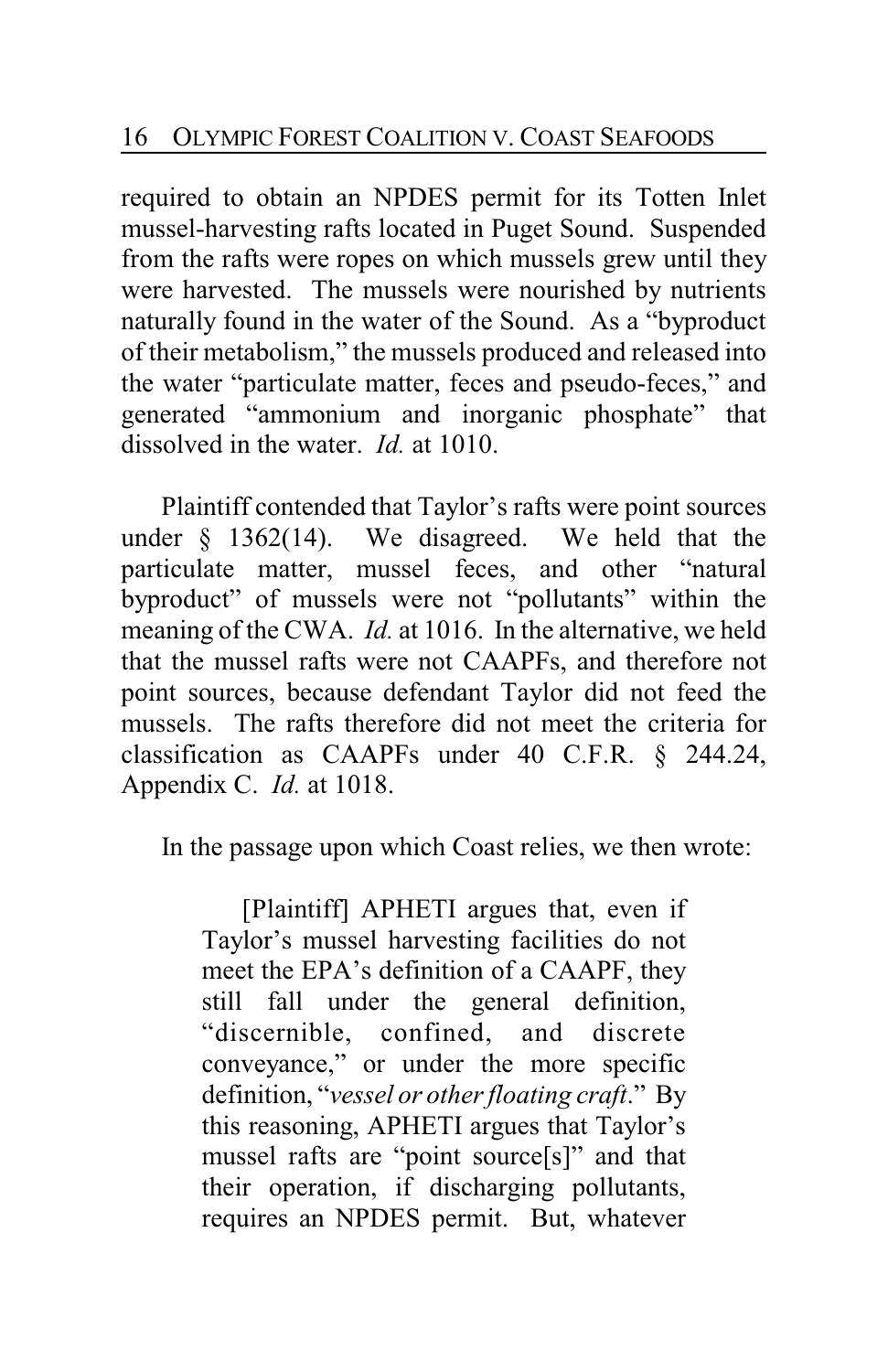required to obtain an NPDES permit for its Totten Inlet mussel-harvesting rafts located in Puget Sound. Suspended from the rafts were ropes on which mussels grew until they were harvested. The mussels were nourished by nutrients naturally found in the water of the Sound. As a "byproduct of their metabolism," the mussels produced and released into the water "particulate matter, feces and pseudo-feces," and generated "ammonium and inorganic phosphate" that dissolved in the water. *Id.* at 1010.

Plaintiff contended that Taylor's rafts were point sources under § 1362(14). We disagreed. We held that the particulate matter, mussel feces, and other "natural byproduct" of mussels were not "pollutants" within the meaning of the CWA. *Id.* at 1016. In the alternative, we held that the mussel rafts were not CAAPFs, and therefore not point sources, because defendant Taylor did not feed the mussels. The rafts therefore did not meet the criteria for classification as CAAPFs under 40 C.F.R. § 244.24, Appendix C. *Id.* at 1018.

In the passage upon which Coast relies, we then wrote:

> [Plaintiff] APHETI argues that, even if Taylor's mussel harvesting facilities do not meet the EPA's definition of a CAAPF, they still fall under the general definition, "discernible, confined, and discrete conveyance," or under the more specific definition, "*vessel or other floating craft*." By this reasoning, APHETI argues that Taylor's mussel rafts are "point source[s]" and that their operation, if discharging pollutants, requires an NPDES permit. But, whatever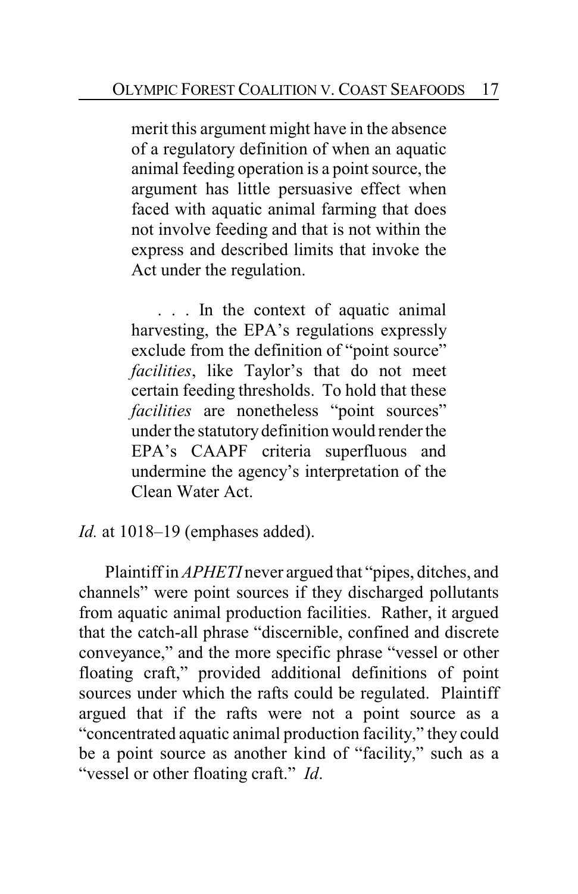> merit this argument might have in the absence of a regulatory definition of when an aquatic animal feeding operation is a point source, the argument has little persuasive effect when faced with aquatic animal farming that does not involve feeding and that is not within the express and described limits that invoke the Act under the regulation.
>
> . . . In the context of aquatic animal harvesting, the EPA's regulations expressly exclude from the definition of "point source" *facilities*, like Taylor's that do not meet certain feeding thresholds. To hold that these *facilities* are nonetheless "point sources" under the statutory definition would render the EPA's CAAPF criteria superfluous and undermine the agency's interpretation of the Clean Water Act.

*Id.* at 1018–19 (emphases added).

Plaintiff in *APHETI* never argued that "pipes, ditches, and channels" were point sources if they discharged pollutants from aquatic animal production facilities. Rather, it argued that the catch-all phrase "discernible, confined and discrete conveyance," and the more specific phrase "vessel or other floating craft," provided additional definitions of point sources under which the rafts could be regulated. Plaintiff argued that if the rafts were not a point source as a "concentrated aquatic animal production facility," they could be a point source as another kind of "facility," such as a "vessel or other floating craft." *Id*.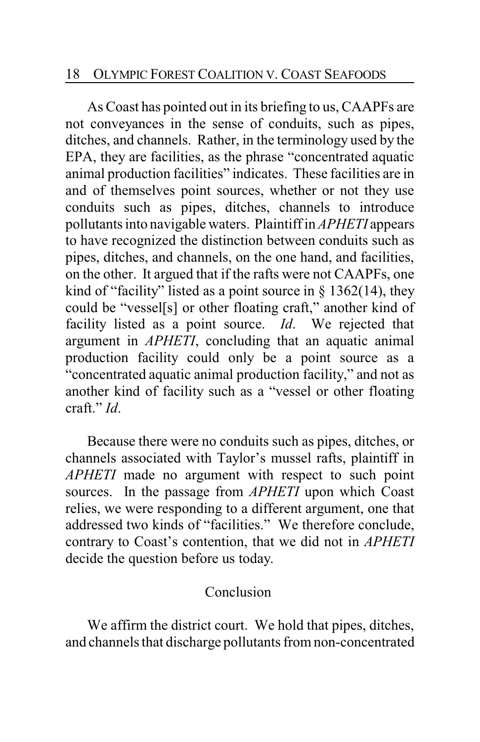As Coast has pointed out in its briefing to us, CAAPFs are not conveyances in the sense of conduits, such as pipes, ditches, and channels. Rather, in the terminology used by the EPA, they are facilities, as the phrase "concentrated aquatic animal production facilities" indicates. These facilities are in and of themselves point sources, whether or not they use conduits such as pipes, ditches, channels to introduce pollutants into navigable waters. Plaintiff in *APHETI* appears to have recognized the distinction between conduits such as pipes, ditches, and channels, on the one hand, and facilities, on the other. It argued that if the rafts were not CAAPFs, one kind of "facility" listed as a point source in § 1362(14), they could be "vessel[s] or other floating craft," another kind of facility listed as a point source. *Id*. We rejected that argument in *APHETI*, concluding that an aquatic animal production facility could only be a point source as a "concentrated aquatic animal production facility," and not as another kind of facility such as a "vessel or other floating craft." *Id*.

Because there were no conduits such as pipes, ditches, or channels associated with Taylor's mussel rafts, plaintiff in *APHETI* made no argument with respect to such point sources. In the passage from *APHETI* upon which Coast relies, we were responding to a different argument, one that addressed two kinds of "facilities." We therefore conclude, contrary to Coast's contention, that we did not in *APHETI* decide the question before us today.

## Conclusion

We affirm the district court. We hold that pipes, ditches, and channels that discharge pollutants from non-concentrated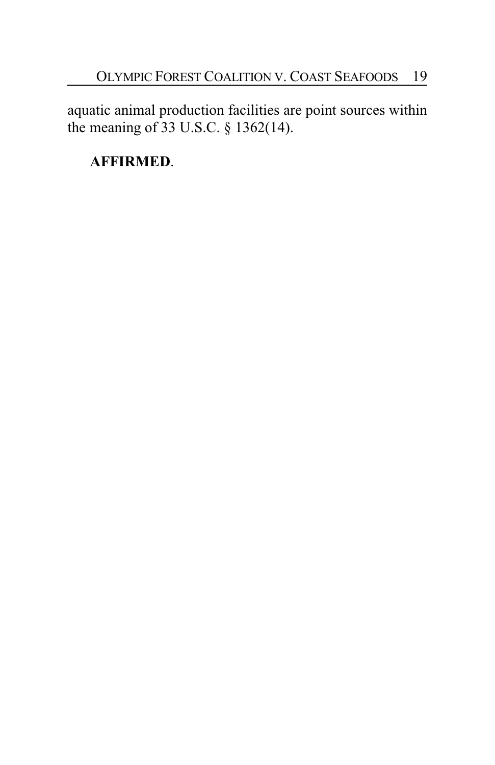aquatic animal production facilities are point sources within the meaning of 33 U.S.C. § 1362(14).

**AFFIRMED**.